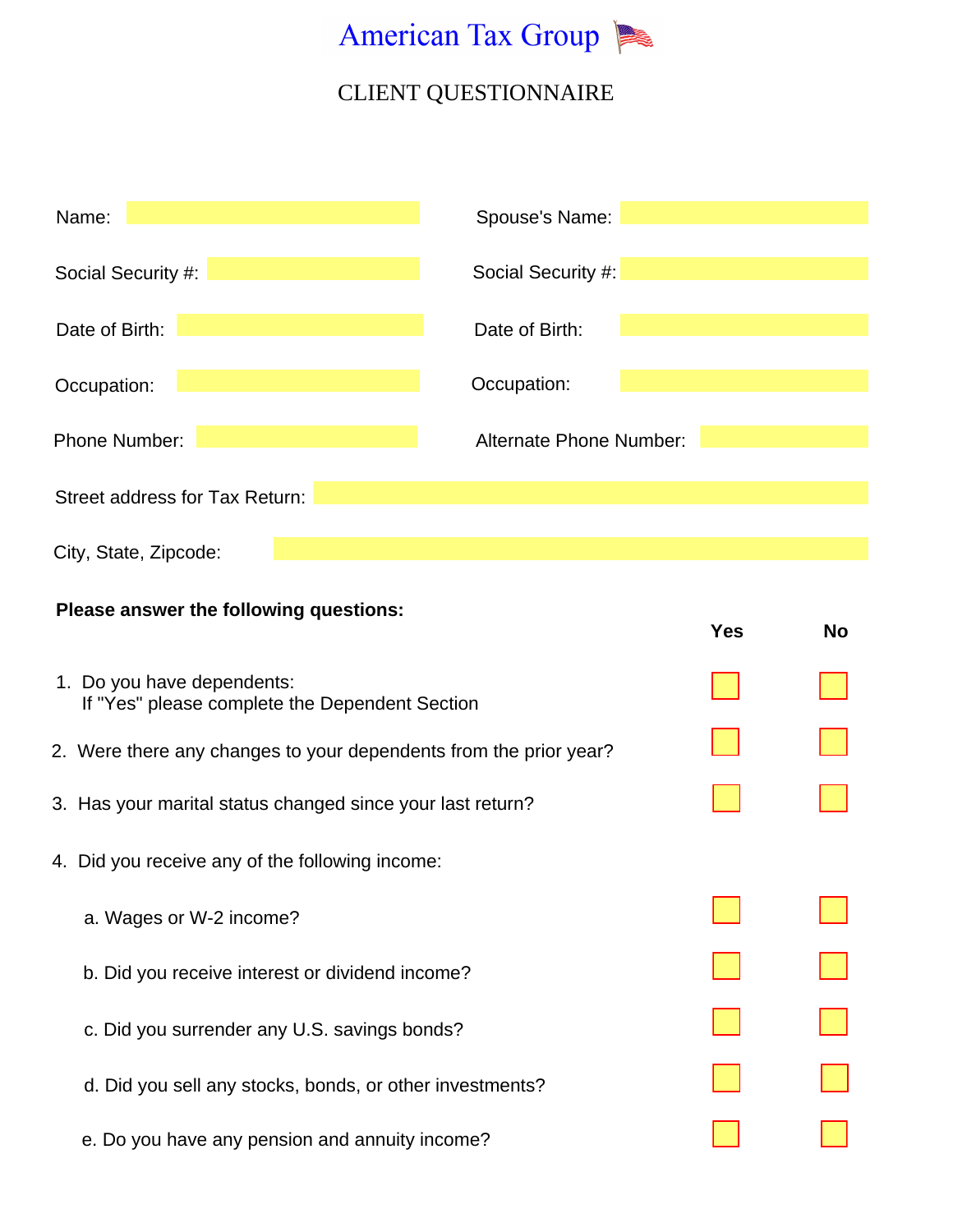# American Tax Group

## CLIENT QUESTIONNAIRE

| | | | |
|---|---|---|---|
| Name: | | Spouse's Name: | |
| Social Security #: | | Social Security #: | |
| Date of Birth: | | Date of Birth: | |
| Occupation: | | Occupation: | |
| Phone Number: | | Alternate Phone Number: | |

Street address for Tax Return:

City, State, Zipcode:

**Please answer the following questions:**

| | **Yes** | **No** |
|---|---|---|
| 1. Do you have dependents: If "Yes" please complete the Dependent Section | ☐ | ☐ |
| 2. Were there any changes to your dependents from the prior year? | ☐ | ☐ |
| 3. Has your marital status changed since your last return? | ☐ | ☐ |
| 4. Did you receive any of the following income: | | |
| a. Wages or W-2 income? | ☐ | ☐ |
| b. Did you receive interest or dividend income? | ☐ | ☐ |
| c. Did you surrender any U.S. savings bonds? | ☐ | ☐ |
| d. Did you sell any stocks, bonds, or other investments? | ☐ | ☐ |
| e. Do you have any pension and annuity income? | ☐ | ☐ |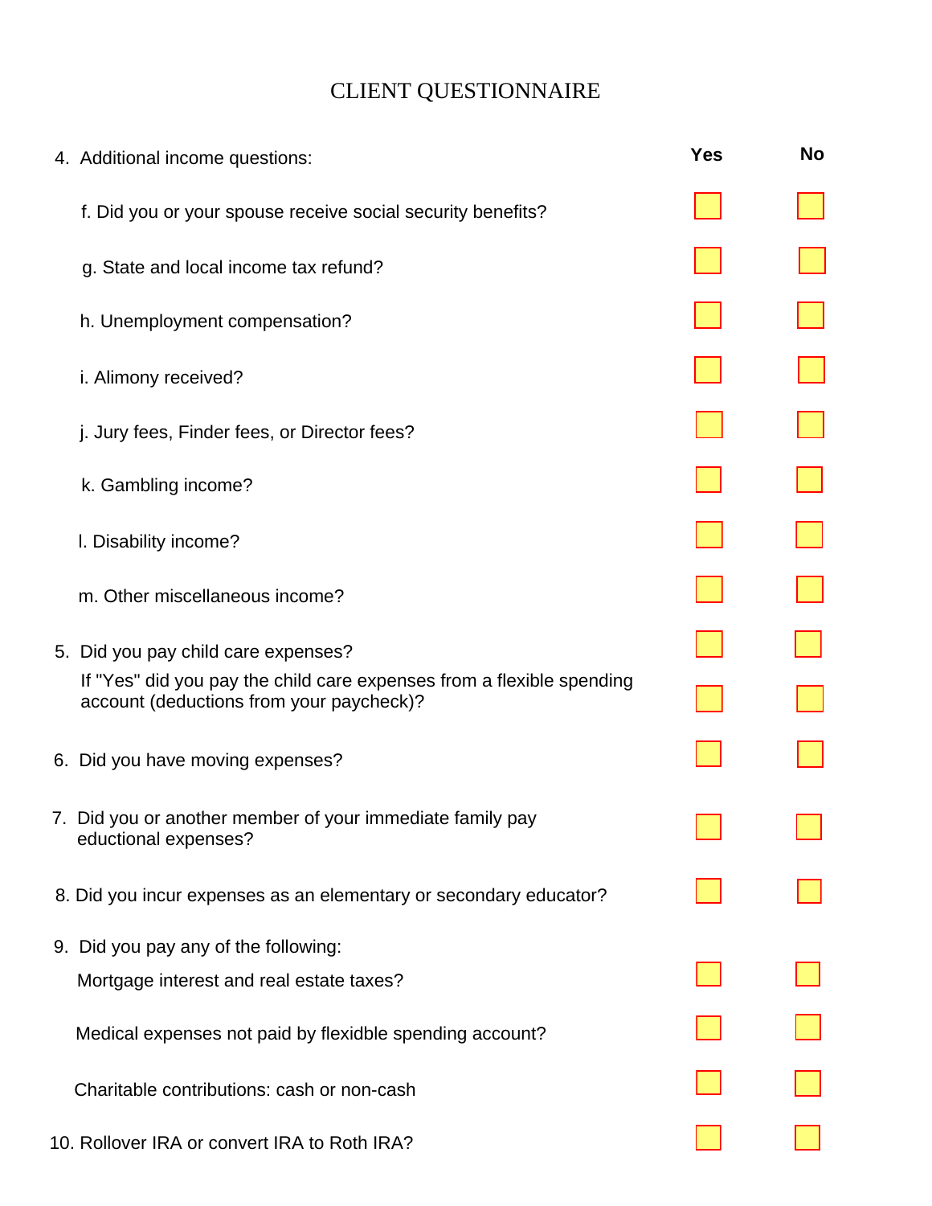# CLIENT QUESTIONNAIRE

| | Yes | No |
|---|---|---|
| 4. Additional income questions: | | |
| f. Did you or your spouse receive social security benefits? | ☐ | ☐ |
| g. State and local income tax refund? | ☐ | ☐ |
| h. Unemployment compensation? | ☐ | ☐ |
| i. Alimony received? | ☐ | ☐ |
| j. Jury fees, Finder fees, or Director fees? | ☐ | ☐ |
| k. Gambling income? | ☐ | ☐ |
| l. Disability income? | ☐ | ☐ |
| m. Other miscellaneous income? | ☐ | ☐ |
| 5. Did you pay child care expenses? | ☐ | ☐ |
| If "Yes" did you pay the child care expenses from a flexible spending account (deductions from your paycheck)? | ☐ | ☐ |
| 6. Did you have moving expenses? | ☐ | ☐ |
| 7. Did you or another member of your immediate family pay eductional expenses? | ☐ | ☐ |
| 8. Did you incur expenses as an elementary or secondary educator? | ☐ | ☐ |
| 9. Did you pay any of the following: | | |
| Mortgage interest and real estate taxes? | ☐ | ☐ |
| Medical expenses not paid by flexidble spending account? | ☐ | ☐ |
| Charitable contributions: cash or non-cash | ☐ | ☐ |
| 10. Rollover IRA or convert IRA to Roth IRA? | ☐ | ☐ |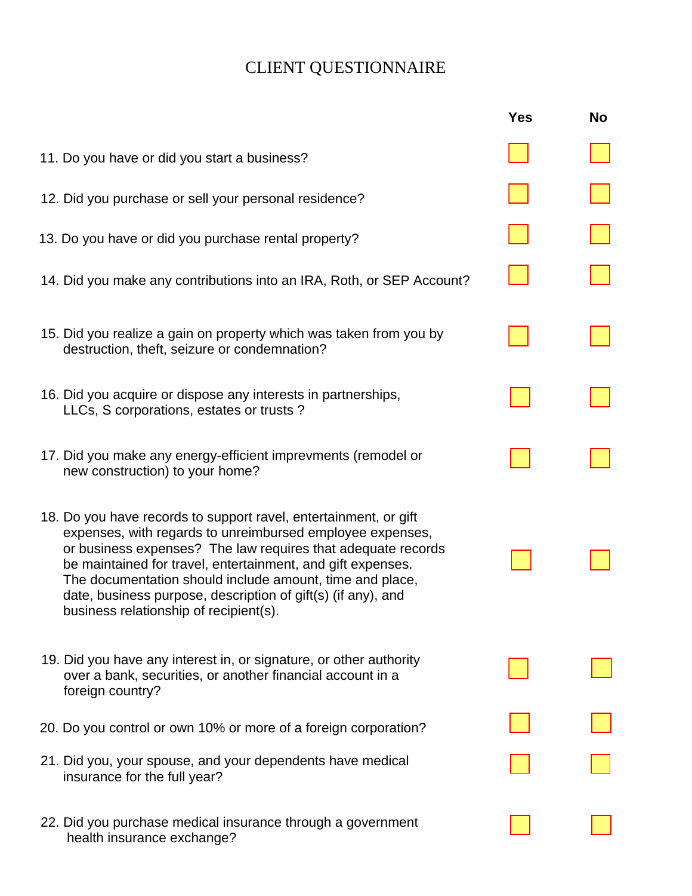# CLIENT QUESTIONNAIRE

| | Yes | No |
|---|---|---|
| 11. Do you have or did you start a business? | ☐ | ☐ |
| 12. Did you purchase or sell your personal residence? | ☐ | ☐ |
| 13. Do you have or did you purchase rental property? | ☐ | ☐ |
| 14. Did you make any contributions into an IRA, Roth, or SEP Account? | ☐ | ☐ |
| 15. Did you realize a gain on property which was taken from you by destruction, theft, seizure or condemnation? | ☐ | ☐ |
| 16. Did you acquire or dispose any interests in partnerships, LLCs, S corporations, estates or trusts ? | ☐ | ☐ |
| 17. Did you make any energy-efficient imprevments (remodel or new construction) to your home? | ☐ | ☐ |
| 18. Do you have records to support ravel, entertainment, or gift expenses, with regards to unreimbursed employee expenses, or business expenses? The law requires that adequate records be maintained for travel, entertainment, and gift expenses. The documentation should include amount, time and place, date, business purpose, description of gift(s) (if any), and business relationship of recipient(s). | ☐ | ☐ |
| 19. Did you have any interest in, or signature, or other authority over a bank, securities, or another financial account in a foreign country? | ☐ | ☐ |
| 20. Do you control or own 10% or more of a foreign corporation? | ☐ | ☐ |
| 21. Did you, your spouse, and your dependents have medical insurance for the full year? | ☐ | ☐ |
| 22. Did you purchase medical insurance through a government health insurance exchange? | ☐ | ☐ |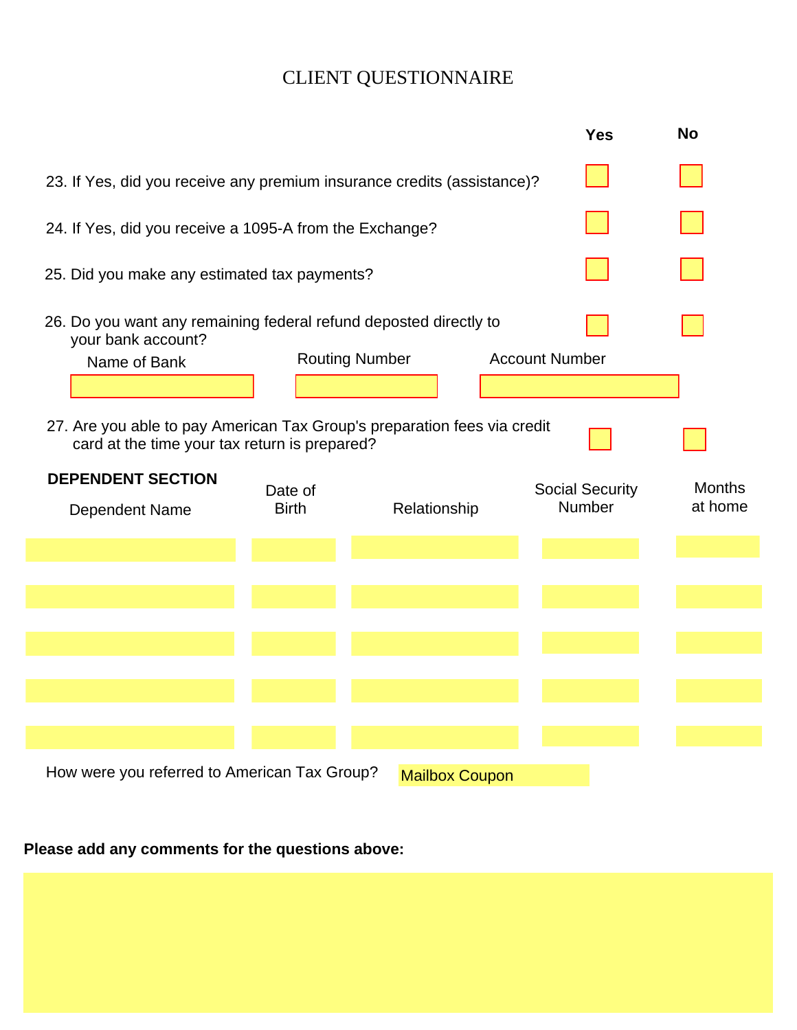# CLIENT QUESTIONNAIRE

| | Yes | No |
|---|---|---|
| 23. If Yes, did you receive any premium insurance credits (assistance)? | ☐ | ☐ |
| 24. If Yes, did you receive a 1095-A from the Exchange? | ☐ | ☐ |
| 25. Did you make any estimated tax payments? | ☐ | ☐ |
| 26. Do you want any remaining federal refund deposted directly to your bank account? | ☐ | ☐ |

| Name of Bank | Routing Number | Account Number |
|---|---|---|
| | | |

| | Yes | No |
|---|---|---|
| 27. Are you able to pay American Tax Group's preparation fees via credit card at the time your tax return is prepared? | ☐ | ☐ |

**DEPENDENT SECTION**

| Dependent Name | Date of Birth | Relationship | Social Security Number | Months at home |
|---|---|---|---|---|
| | | | | |
| | | | | |
| | | | | |
| | | | | |
| | | | | |

How were you referred to American Tax Group? Mailbox Coupon

**Please add any comments for the questions above:**